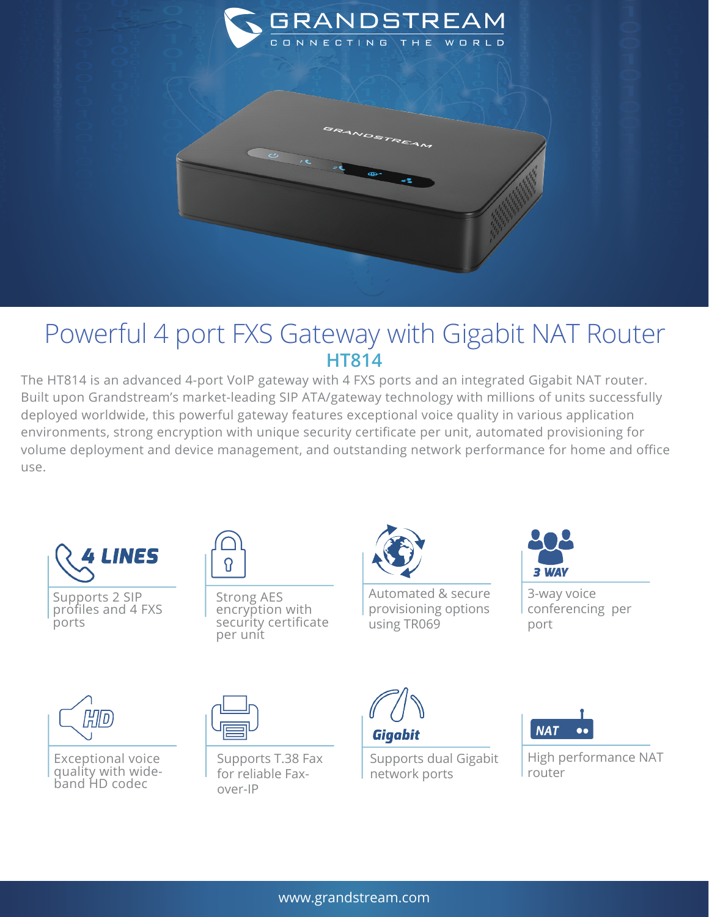GRANDSTREAM

CONNECTING THE WORLD

# Powerful 4 port FXS Gateway with Gigabit NAT Router

## HT814

The HT814 is an advanced 4-port VoIP gateway with 4 FXS ports and an integrated Gigabit NAT router. Built upon Grandstream's market-leading SIP ATA/gateway technology with millions of units successfully deployed worldwide, this powerful gateway features exceptional voice quality in various application environments, strong encryption with unique security certificate per unit, automated provisioning for volume deployment and device management, and outstanding network performance for home and office use.

**4 LINES**

Supports 2 SIP profiles and 4 FXS ports

Strong AES encryption with security certificate per unit

Automated & secure provisioning options using TR069

**3 WAY**

3-way voice conferencing per port

**HD**

Exceptional voice quality with wide-band HD codec

Supports T.38 Fax for reliable Fax-over-IP

**Gigabit**

Supports dual Gigabit network ports

**NAT**

High performance NAT router

www.grandstream.com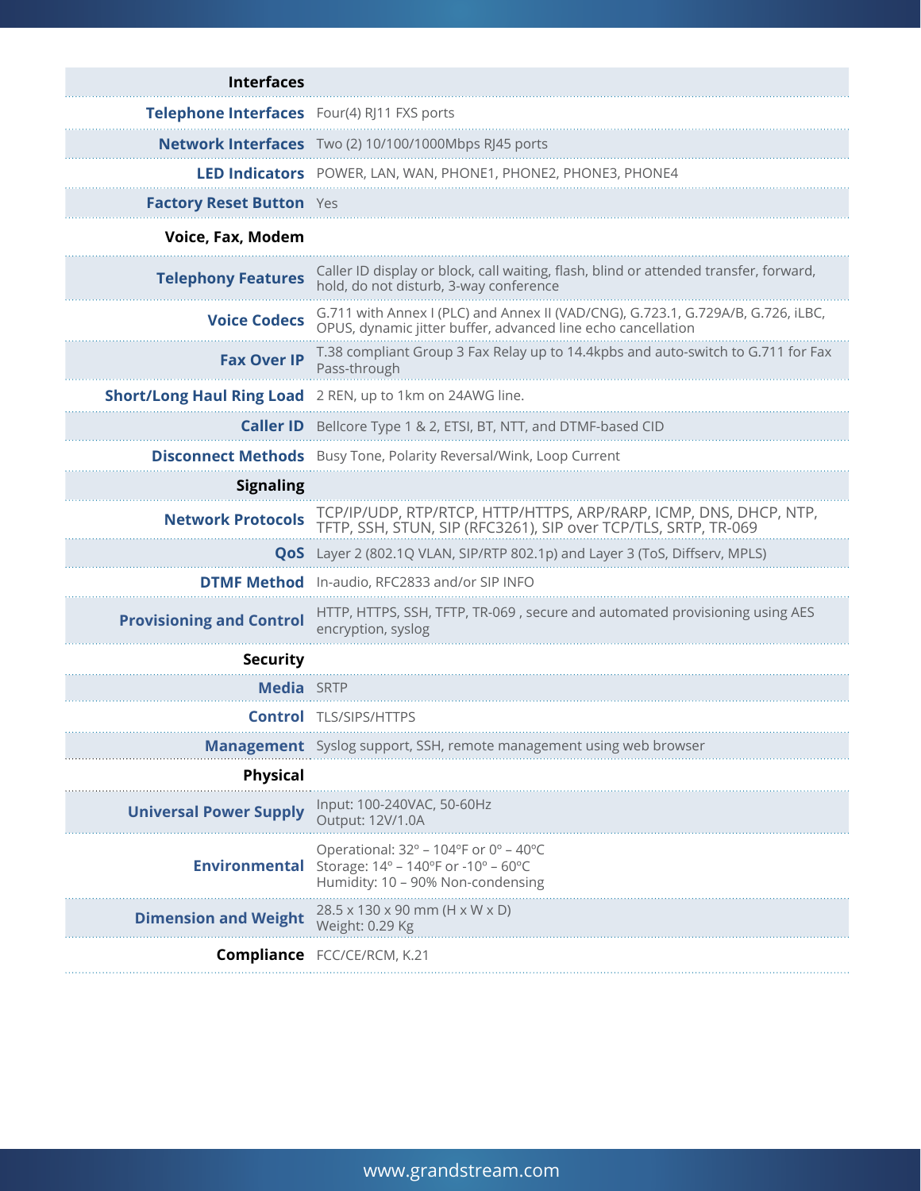| | |
|---|---|
| **Interfaces** | |
| **Telephone Interfaces** | Four(4) RJ11 FXS ports |
| **Network Interfaces** | Two (2) 10/100/1000Mbps RJ45 ports |
| **LED Indicators** | POWER, LAN, WAN, PHONE1, PHONE2, PHONE3, PHONE4 |
| **Factory Reset Button** | Yes |
| **Voice, Fax, Modem** | |
| **Telephony Features** | Caller ID display or block, call waiting, flash, blind or attended transfer, forward, hold, do not disturb, 3-way conference |
| **Voice Codecs** | G.711 with Annex I (PLC) and Annex II (VAD/CNG), G.723.1, G.729A/B, G.726, iLBC, OPUS, dynamic jitter buffer, advanced line echo cancellation |
| **Fax Over IP** | T.38 compliant Group 3 Fax Relay up to 14.4kpbs and auto-switch to G.711 for Fax Pass-through |
| **Short/Long Haul Ring Load** | 2 REN, up to 1km on 24AWG line. |
| **Caller ID** | Bellcore Type 1 & 2, ETSI, BT, NTT, and DTMF-based CID |
| **Disconnect Methods** | Busy Tone, Polarity Reversal/Wink, Loop Current |
| **Signaling** | |
| **Network Protocols** | TCP/IP/UDP, RTP/RTCP, HTTP/HTTPS, ARP/RARP, ICMP, DNS, DHCP, NTP, TFTP, SSH, STUN, SIP (RFC3261), SIP over TCP/TLS, SRTP, TR-069 |
| **QoS** | Layer 2 (802.1Q VLAN, SIP/RTP 802.1p) and Layer 3 (ToS, Diffserv, MPLS) |
| **DTMF Method** | In-audio, RFC2833 and/or SIP INFO |
| **Provisioning and Control** | HTTP, HTTPS, SSH, TFTP, TR-069 , secure and automated provisioning using AES encryption, syslog |
| **Security** | |
| **Media** | SRTP |
| **Control** | TLS/SIPS/HTTPS |
| **Management** | Syslog support, SSH, remote management using web browser |
| **Physical** | |
| **Universal Power Supply** | Input: 100-240VAC, 50-60Hz<br>Output: 12V/1.0A |
| **Environmental** | Operational: 32º – 104ºF or 0º – 40ºC<br>Storage: 14º – 140ºF or -10º – 60ºC<br>Humidity: 10 – 90% Non-condensing |
| **Dimension and Weight** | 28.5 x 130 x 90 mm (H x W x D)<br>Weight: 0.29 Kg |
| **Compliance** | FCC/CE/RCM, K.21 |

www.grandstream.com